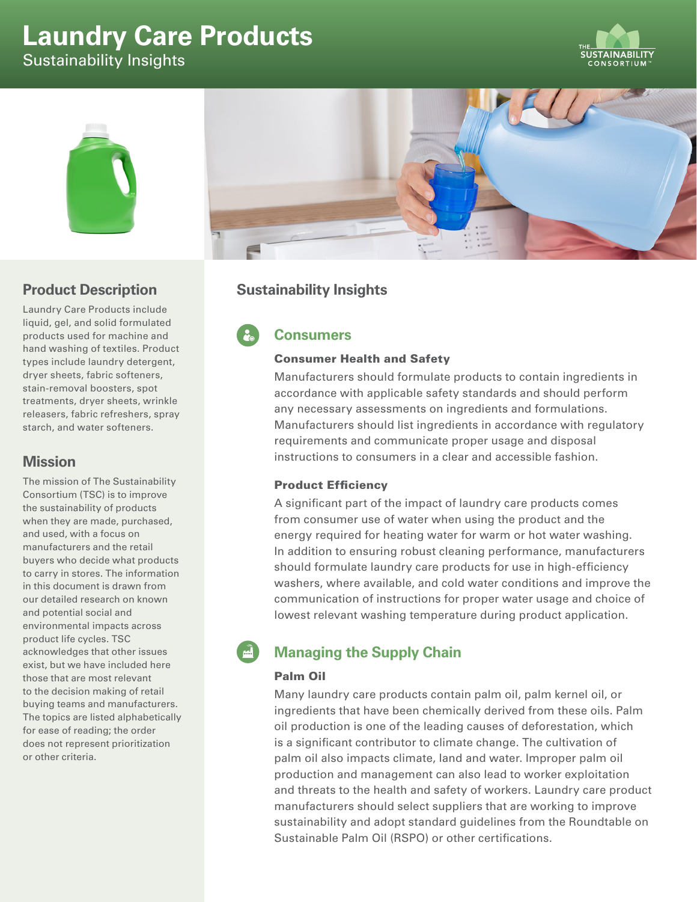# Laundry Care Products

Sustainability Insights

THE SUSTAINABILITY CONSORTIUM™

## Product Description

Laundry Care Products include liquid, gel, and solid formulated products used for machine and hand washing of textiles. Product types include laundry detergent, dryer sheets, fabric softeners, stain-removal boosters, spot treatments, dryer sheets, wrinkle releasers, fabric refreshers, spray starch, and water softeners.

## Mission

The mission of The Sustainability Consortium (TSC) is to improve the sustainability of products when they are made, purchased, and used, with a focus on manufacturers and the retail buyers who decide what products to carry in stores. The information in this document is drawn from our detailed research on known and potential social and environmental impacts across product life cycles. TSC acknowledges that other issues exist, but we have included here those that are most relevant to the decision making of retail buying teams and manufacturers. The topics are listed alphabetically for ease of reading; the order does not represent prioritization or other criteria.

## Sustainability Insights

### Consumers

#### Consumer Health and Safety

Manufacturers should formulate products to contain ingredients in accordance with applicable safety standards and should perform any necessary assessments on ingredients and formulations. Manufacturers should list ingredients in accordance with regulatory requirements and communicate proper usage and disposal instructions to consumers in a clear and accessible fashion.

#### Product Efficiency

A significant part of the impact of laundry care products comes from consumer use of water when using the product and the energy required for heating water for warm or hot water washing. In addition to ensuring robust cleaning performance, manufacturers should formulate laundry care products for use in high-efficiency washers, where available, and cold water conditions and improve the communication of instructions for proper water usage and choice of lowest relevant washing temperature during product application.

### Managing the Supply Chain

#### Palm Oil

Many laundry care products contain palm oil, palm kernel oil, or ingredients that have been chemically derived from these oils. Palm oil production is one of the leading causes of deforestation, which is a significant contributor to climate change. The cultivation of palm oil also impacts climate, land and water. Improper palm oil production and management can also lead to worker exploitation and threats to the health and safety of workers. Laundry care product manufacturers should select suppliers that are working to improve sustainability and adopt standard guidelines from the Roundtable on Sustainable Palm Oil (RSPO) or other certifications.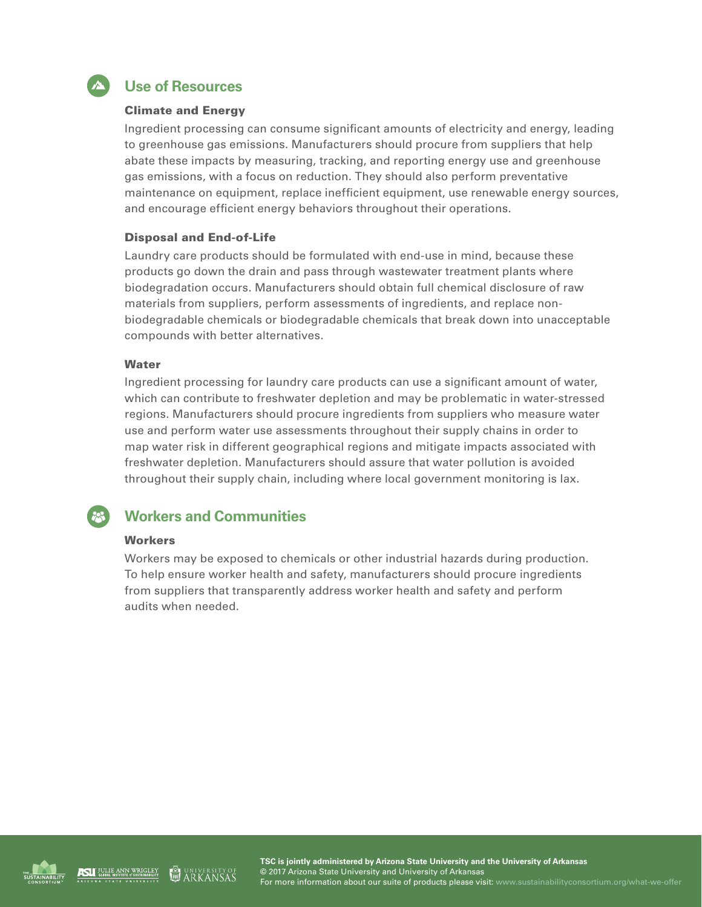## Use of Resources

### Climate and Energy

Ingredient processing can consume significant amounts of electricity and energy, leading to greenhouse gas emissions. Manufacturers should procure from suppliers that help abate these impacts by measuring, tracking, and reporting energy use and greenhouse gas emissions, with a focus on reduction. They should also perform preventative maintenance on equipment, replace inefficient equipment, use renewable energy sources, and encourage efficient energy behaviors throughout their operations.

### Disposal and End-of-Life

Laundry care products should be formulated with end-use in mind, because these products go down the drain and pass through wastewater treatment plants where biodegradation occurs. Manufacturers should obtain full chemical disclosure of raw materials from suppliers, perform assessments of ingredients, and replace non-biodegradable chemicals or biodegradable chemicals that break down into unacceptable compounds with better alternatives.

### Water

Ingredient processing for laundry care products can use a significant amount of water, which can contribute to freshwater depletion and may be problematic in water-stressed regions. Manufacturers should procure ingredients from suppliers who measure water use and perform water use assessments throughout their supply chains in order to map water risk in different geographical regions and mitigate impacts associated with freshwater depletion. Manufacturers should assure that water pollution is avoided throughout their supply chain, including where local government monitoring is lax.

## Workers and Communities

### Workers

Workers may be exposed to chemicals or other industrial hazards during production. To help ensure worker health and safety, manufacturers should procure ingredients from suppliers that transparently address worker health and safety and perform audits when needed.

**TSC is jointly administered by Arizona State University and the University of Arkansas**
© 2017 Arizona State University and University of Arkansas
For more information about our suite of products please visit: www.sustainabilityconsortium.org/what-we-offer